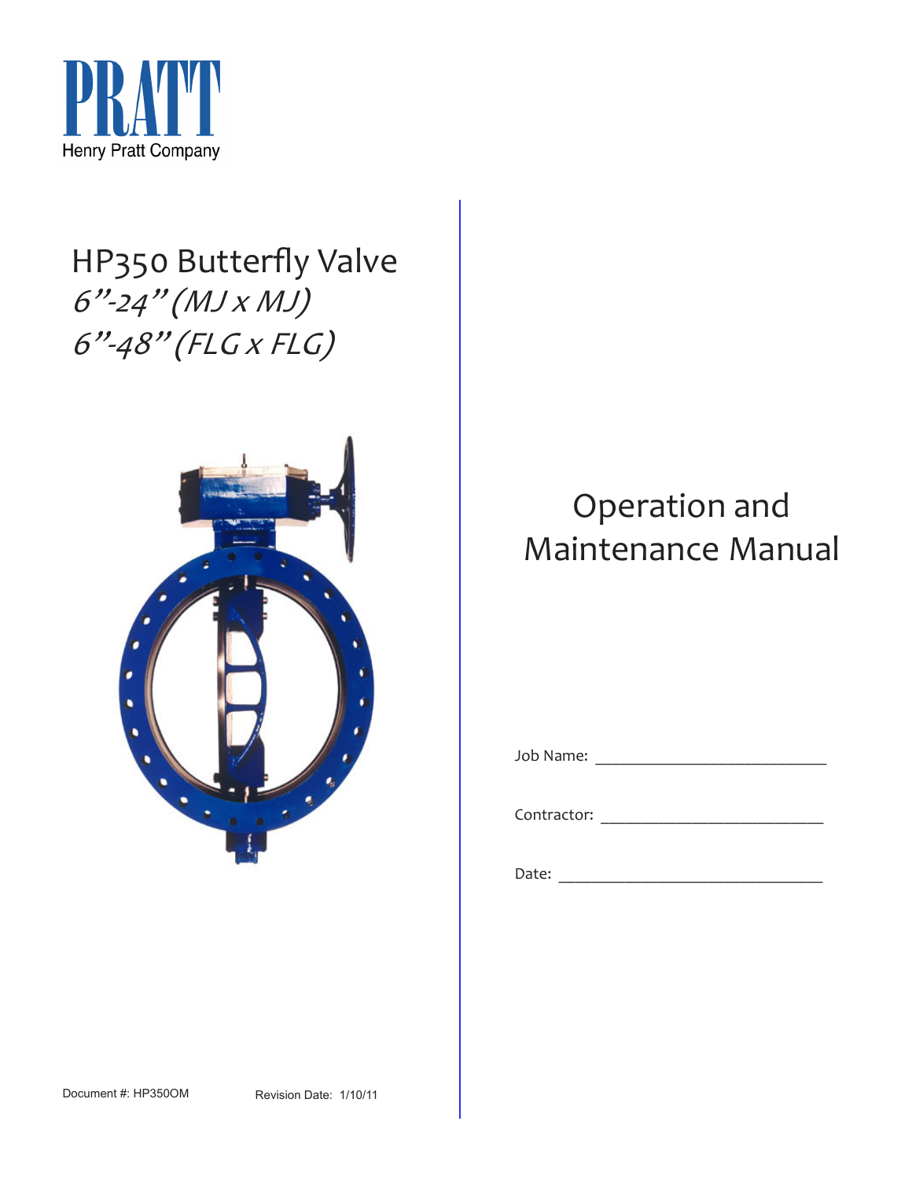PRATT

Henry Pratt Company

# HP350 Butterfly Valve

*6"-24" (MJ x MJ)*

*6"-48" (FLG x FLG)*

# Operation and Maintenance Manual

Job Name: ___________________________

Contractor: __________________________

Date: _______________________________

Document #: HP350OM

Revision Date: 1/10/11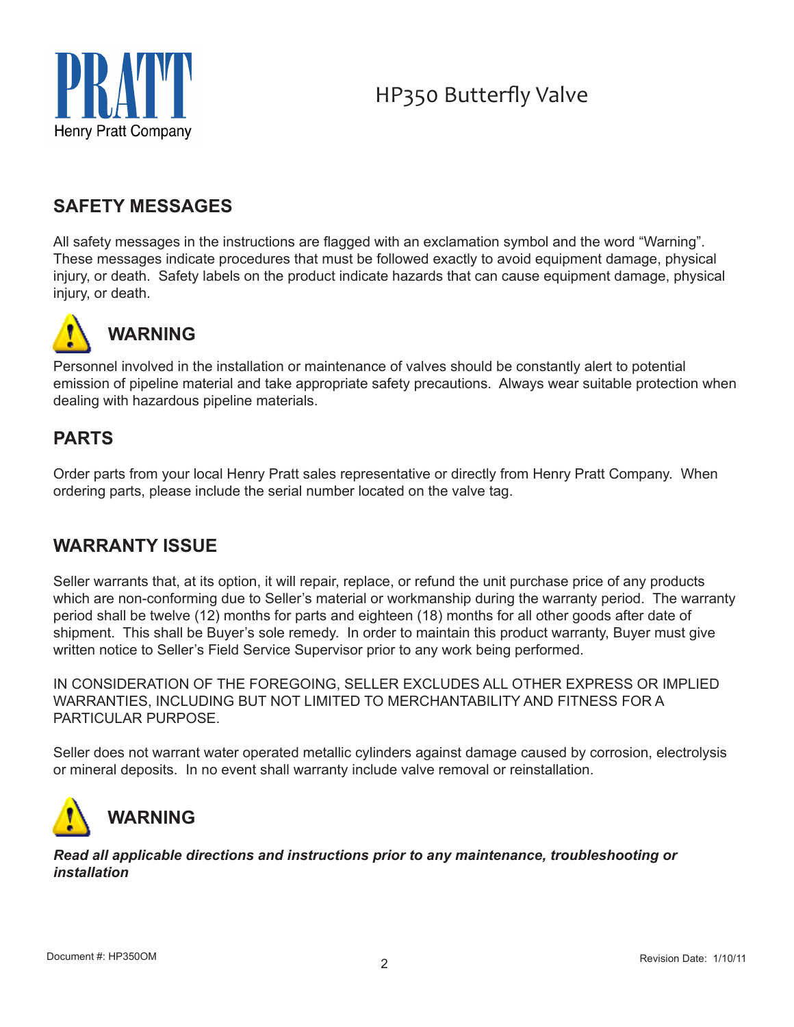## SAFETY MESSAGES

All safety messages in the instructions are flagged with an exclamation symbol and the word "Warning". These messages indicate procedures that must be followed exactly to avoid equipment damage, physical injury, or death. Safety labels on the product indicate hazards that can cause equipment damage, physical injury, or death.

### WARNING

Personnel involved in the installation or maintenance of valves should be constantly alert to potential emission of pipeline material and take appropriate safety precautions. Always wear suitable protection when dealing with hazardous pipeline materials.

## PARTS

Order parts from your local Henry Pratt sales representative or directly from Henry Pratt Company. When ordering parts, please include the serial number located on the valve tag.

## WARRANTY ISSUE

Seller warrants that, at its option, it will repair, replace, or refund the unit purchase price of any products which are non-conforming due to Seller's material or workmanship during the warranty period. The warranty period shall be twelve (12) months for parts and eighteen (18) months for all other goods after date of shipment. This shall be Buyer's sole remedy. In order to maintain this product warranty, Buyer must give written notice to Seller's Field Service Supervisor prior to any work being performed.

IN CONSIDERATION OF THE FOREGOING, SELLER EXCLUDES ALL OTHER EXPRESS OR IMPLIED WARRANTIES, INCLUDING BUT NOT LIMITED TO MERCHANTABILITY AND FITNESS FOR A PARTICULAR PURPOSE.

Seller does not warrant water operated metallic cylinders against damage caused by corrosion, electrolysis or mineral deposits. In no event shall warranty include valve removal or reinstallation.

### WARNING

***Read all applicable directions and instructions prior to any maintenance, troubleshooting or installation***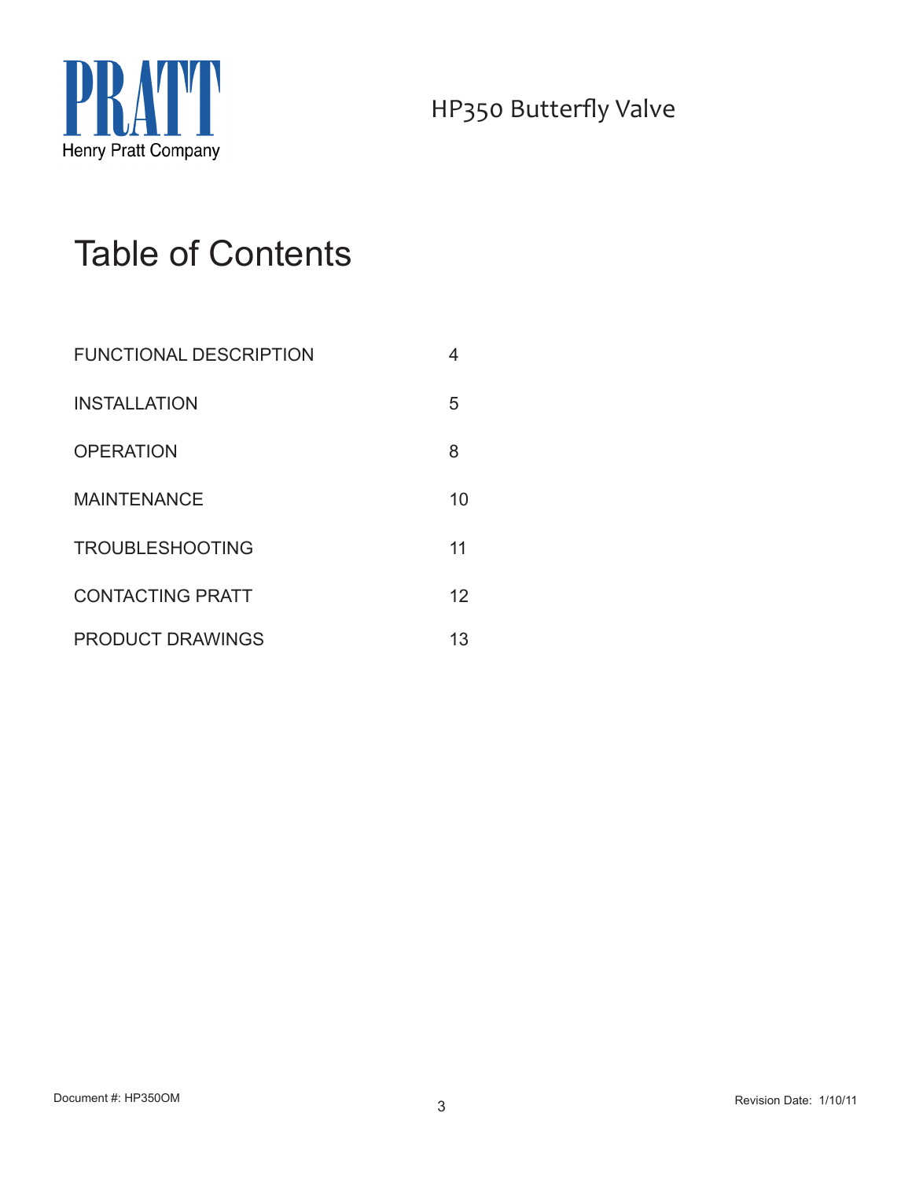# Table of Contents

| | |
|---|---|
| FUNCTIONAL DESCRIPTION | 4 |
| INSTALLATION | 5 |
| OPERATION | 8 |
| MAINTENANCE | 10 |
| TROUBLESHOOTING | 11 |
| CONTACTING PRATT | 12 |
| PRODUCT DRAWINGS | 13 |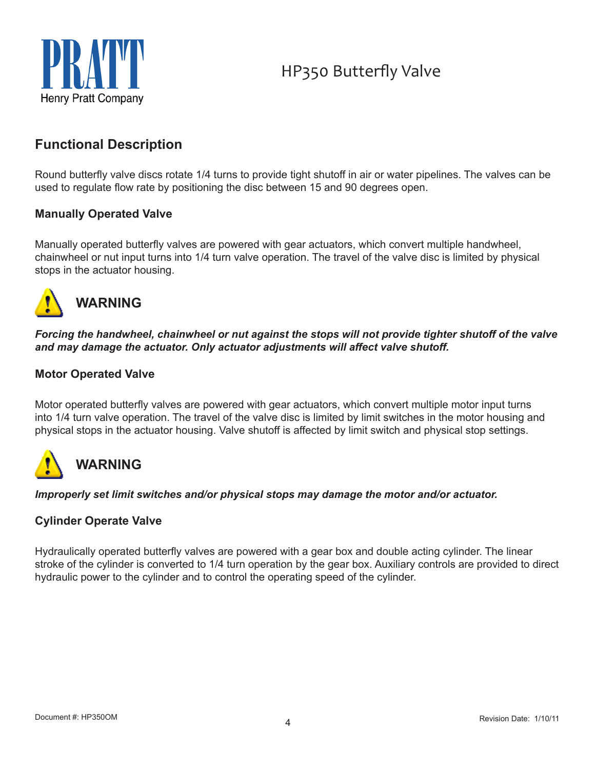# Functional Description

Round butterfly valve discs rotate 1/4 turns to provide tight shutoff in air or water pipelines. The valves can be used to regulate flow rate by positioning the disc between 15 and 90 degrees open.

### Manually Operated Valve

Manually operated butterfly valves are powered with gear actuators, which convert multiple handwheel, chainwheel or nut input turns into 1/4 turn valve operation. The travel of the valve disc is limited by physical stops in the actuator housing.

## WARNING

***Forcing the handwheel, chainwheel or nut against the stops will not provide tighter shutoff of the valve and may damage the actuator. Only actuator adjustments will affect valve shutoff.***

### Motor Operated Valve

Motor operated butterfly valves are powered with gear actuators, which convert multiple motor input turns into 1/4 turn valve operation. The travel of the valve disc is limited by limit switches in the motor housing and physical stops in the actuator housing. Valve shutoff is affected by limit switch and physical stop settings.

## WARNING

***Improperly set limit switches and/or physical stops may damage the motor and/or actuator.***

### Cylinder Operate Valve

Hydraulically operated butterfly valves are powered with a gear box and double acting cylinder. The linear stroke of the cylinder is converted to 1/4 turn operation by the gear box. Auxiliary controls are provided to direct hydraulic power to the cylinder and to control the operating speed of the cylinder.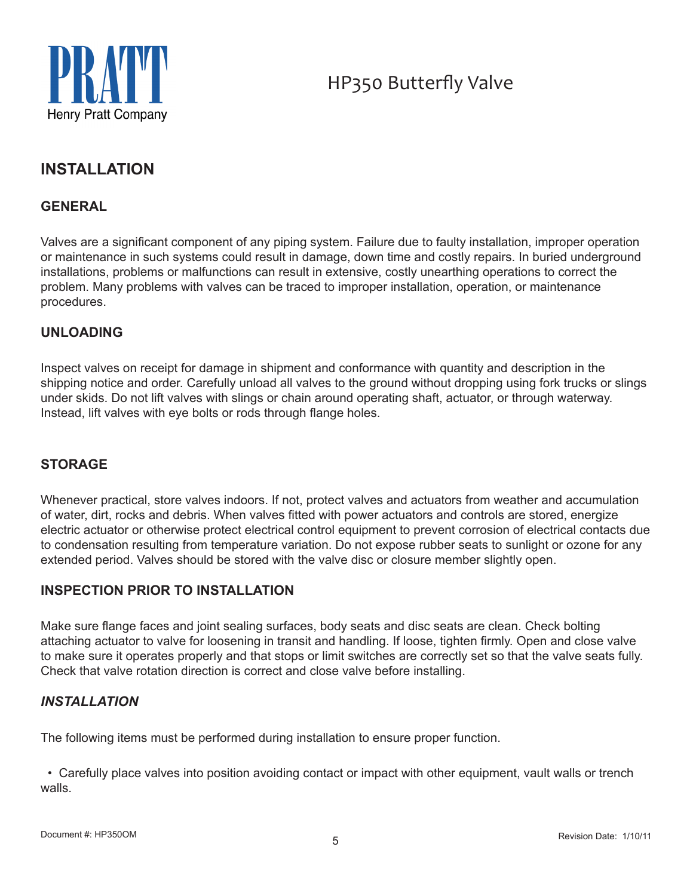# INSTALLATION

## GENERAL

Valves are a significant component of any piping system. Failure due to faulty installation, improper operation or maintenance in such systems could result in damage, down time and costly repairs. In buried underground installations, problems or malfunctions can result in extensive, costly unearthing operations to correct the problem. Many problems with valves can be traced to improper installation, operation, or maintenance procedures.

## UNLOADING

Inspect valves on receipt for damage in shipment and conformance with quantity and description in the shipping notice and order. Carefully unload all valves to the ground without dropping using fork trucks or slings under skids. Do not lift valves with slings or chain around operating shaft, actuator, or through waterway. Instead, lift valves with eye bolts or rods through flange holes.

## STORAGE

Whenever practical, store valves indoors. If not, protect valves and actuators from weather and accumulation of water, dirt, rocks and debris. When valves fitted with power actuators and controls are stored, energize electric actuator or otherwise protect electrical control equipment to prevent corrosion of electrical contacts due to condensation resulting from temperature variation. Do not expose rubber seats to sunlight or ozone for any extended period. Valves should be stored with the valve disc or closure member slightly open.

## INSPECTION PRIOR TO INSTALLATION

Make sure flange faces and joint sealing surfaces, body seats and disc seats are clean. Check bolting attaching actuator to valve for loosening in transit and handling. If loose, tighten firmly. Open and close valve to make sure it operates properly and that stops or limit switches are correctly set so that the valve seats fully. Check that valve rotation direction is correct and close valve before installing.

## *INSTALLATION*

The following items must be performed during installation to ensure proper function.

- Carefully place valves into position avoiding contact or impact with other equipment, vault walls or trench walls.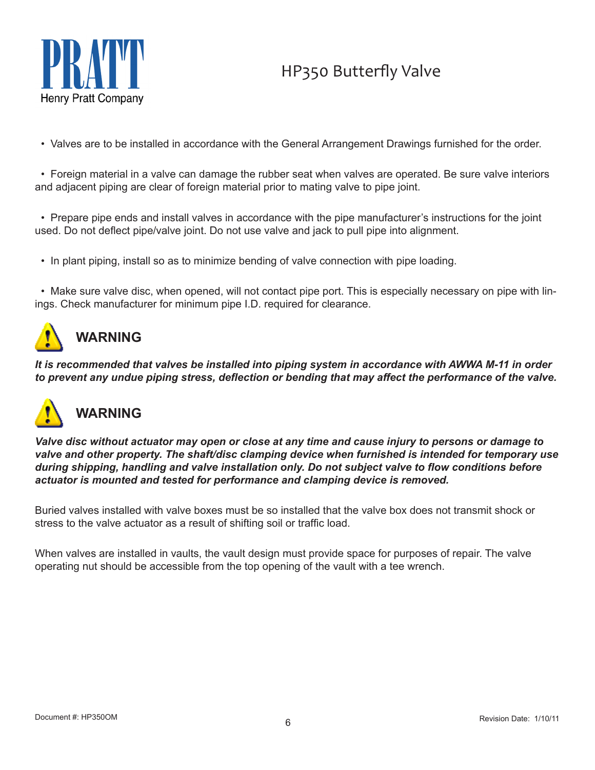- Valves are to be installed in accordance with the General Arrangement Drawings furnished for the order.

- Foreign material in a valve can damage the rubber seat when valves are operated. Be sure valve interiors and adjacent piping are clear of foreign material prior to mating valve to pipe joint.

- Prepare pipe ends and install valves in accordance with the pipe manufacturer's instructions for the joint used. Do not deflect pipe/valve joint. Do not use valve and jack to pull pipe into alignment.

- In plant piping, install so as to minimize bending of valve connection with pipe loading.

- Make sure valve disc, when opened, will not contact pipe port. This is especially necessary on pipe with linings. Check manufacturer for minimum pipe I.D. required for clearance.

## WARNING

***It is recommended that valves be installed into piping system in accordance with AWWA M-11 in order to prevent any undue piping stress, deflection or bending that may affect the performance of the valve.***

## WARNING

***Valve disc without actuator may open or close at any time and cause injury to persons or damage to valve and other property. The shaft/disc clamping device when furnished is intended for temporary use during shipping, handling and valve installation only. Do not subject valve to flow conditions before actuator is mounted and tested for performance and clamping device is removed.***

Buried valves installed with valve boxes must be so installed that the valve box does not transmit shock or stress to the valve actuator as a result of shifting soil or traffic load.

When valves are installed in vaults, the vault design must provide space for purposes of repair. The valve operating nut should be accessible from the top opening of the vault with a tee wrench.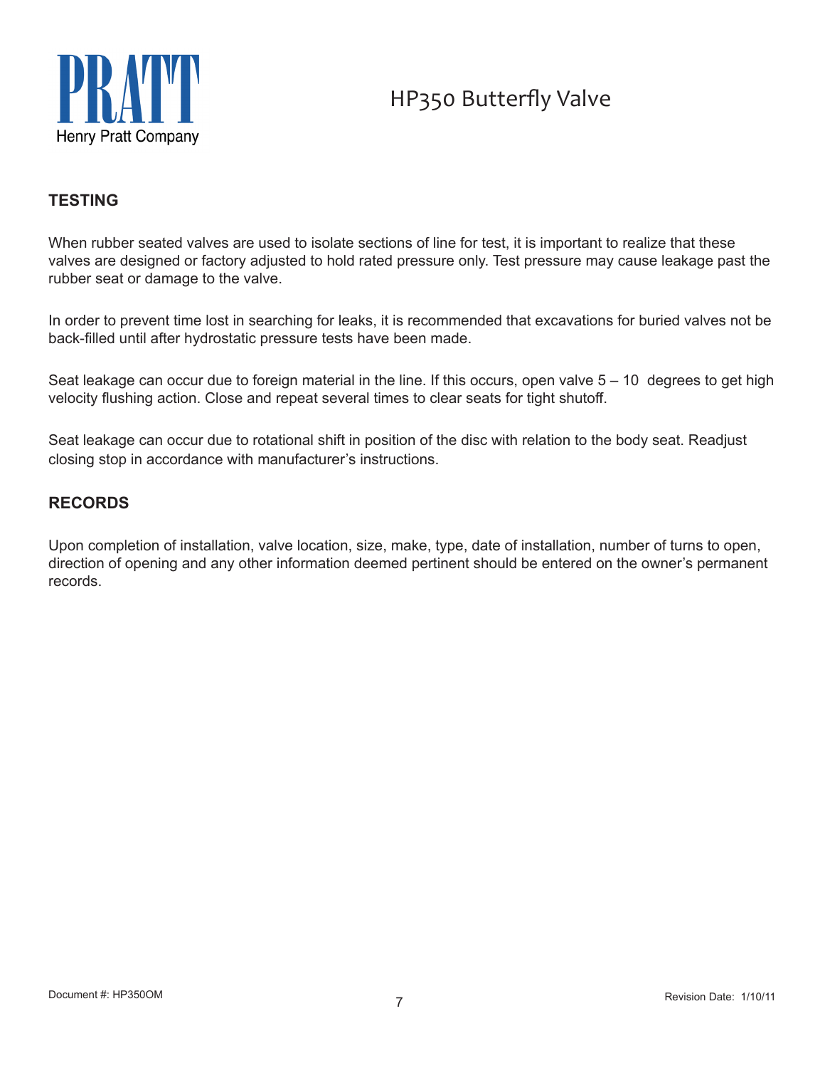## TESTING

When rubber seated valves are used to isolate sections of line for test, it is important to realize that these valves are designed or factory adjusted to hold rated pressure only. Test pressure may cause leakage past the rubber seat or damage to the valve.

In order to prevent time lost in searching for leaks, it is recommended that excavations for buried valves not be back-filled until after hydrostatic pressure tests have been made.

Seat leakage can occur due to foreign material in the line. If this occurs, open valve 5 – 10 degrees to get high velocity flushing action. Close and repeat several times to clear seats for tight shutoff.

Seat leakage can occur due to rotational shift in position of the disc with relation to the body seat. Readjust closing stop in accordance with manufacturer's instructions.

## RECORDS

Upon completion of installation, valve location, size, make, type, date of installation, number of turns to open, direction of opening and any other information deemed pertinent should be entered on the owner's permanent records.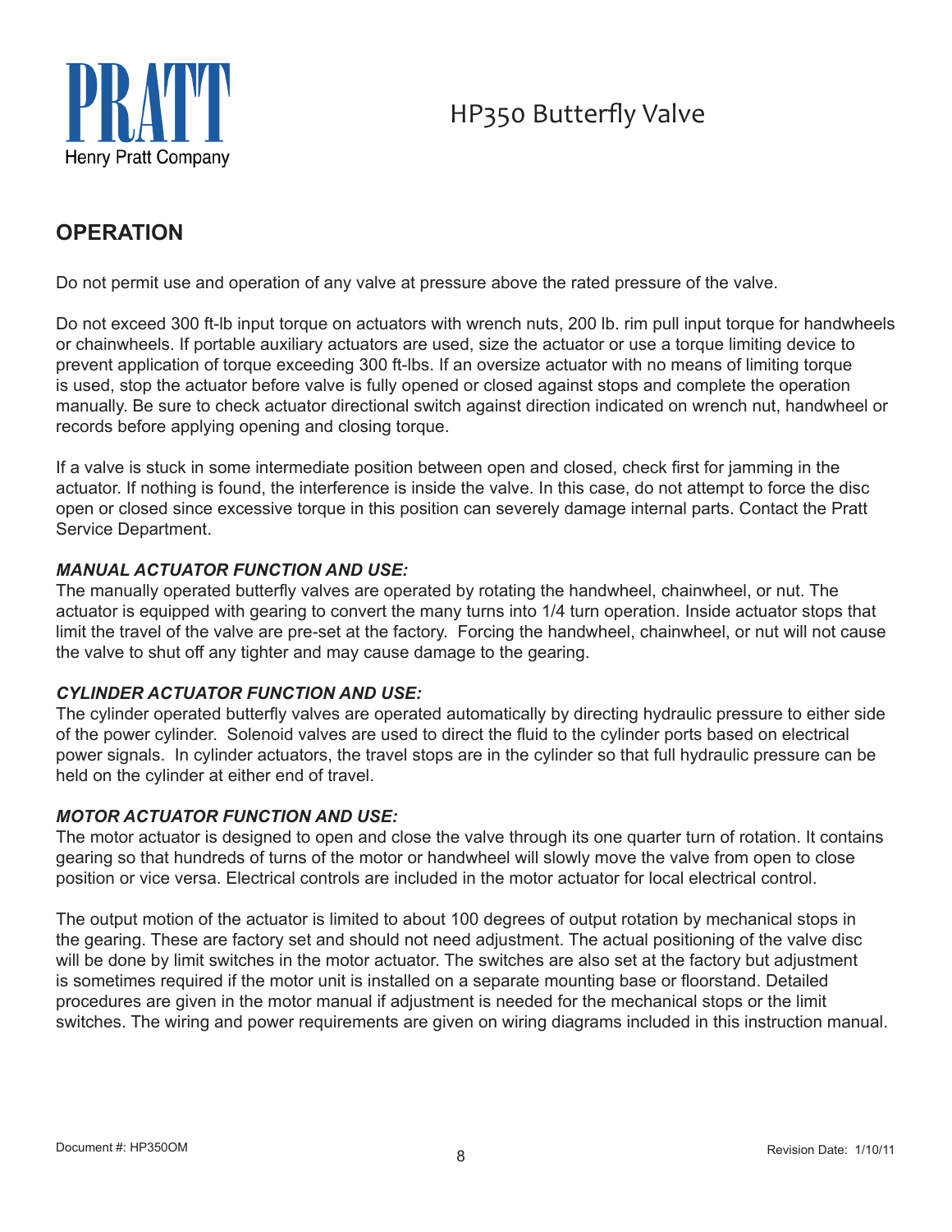## OPERATION

Do not permit use and operation of any valve at pressure above the rated pressure of the valve.

Do not exceed 300 ft-lb input torque on actuators with wrench nuts, 200 lb. rim pull input torque for handwheels or chainwheels. If portable auxiliary actuators are used, size the actuator or use a torque limiting device to prevent application of torque exceeding 300 ft-lbs. If an oversize actuator with no means of limiting torque is used, stop the actuator before valve is fully opened or closed against stops and complete the operation manually. Be sure to check actuator directional switch against direction indicated on wrench nut, handwheel or records before applying opening and closing torque.

If a valve is stuck in some intermediate position between open and closed, check first for jamming in the actuator. If nothing is found, the interference is inside the valve. In this case, do not attempt to force the disc open or closed since excessive torque in this position can severely damage internal parts. Contact the Pratt Service Department.

***MANUAL ACTUATOR FUNCTION AND USE:***
The manually operated butterfly valves are operated by rotating the handwheel, chainwheel, or nut. The actuator is equipped with gearing to convert the many turns into 1/4 turn operation. Inside actuator stops that limit the travel of the valve are pre-set at the factory. Forcing the handwheel, chainwheel, or nut will not cause the valve to shut off any tighter and may cause damage to the gearing.

***CYLINDER ACTUATOR FUNCTION AND USE:***
The cylinder operated butterfly valves are operated automatically by directing hydraulic pressure to either side of the power cylinder. Solenoid valves are used to direct the fluid to the cylinder ports based on electrical power signals. In cylinder actuators, the travel stops are in the cylinder so that full hydraulic pressure can be held on the cylinder at either end of travel.

***MOTOR ACTUATOR FUNCTION AND USE:***
The motor actuator is designed to open and close the valve through its one quarter turn of rotation. It contains gearing so that hundreds of turns of the motor or handwheel will slowly move the valve from open to close position or vice versa. Electrical controls are included in the motor actuator for local electrical control.

The output motion of the actuator is limited to about 100 degrees of output rotation by mechanical stops in the gearing. These are factory set and should not need adjustment. The actual positioning of the valve disc will be done by limit switches in the motor actuator. The switches are also set at the factory but adjustment is sometimes required if the motor unit is installed on a separate mounting base or floorstand. Detailed procedures are given in the motor manual if adjustment is needed for the mechanical stops or the limit switches. The wiring and power requirements are given on wiring diagrams included in this instruction manual.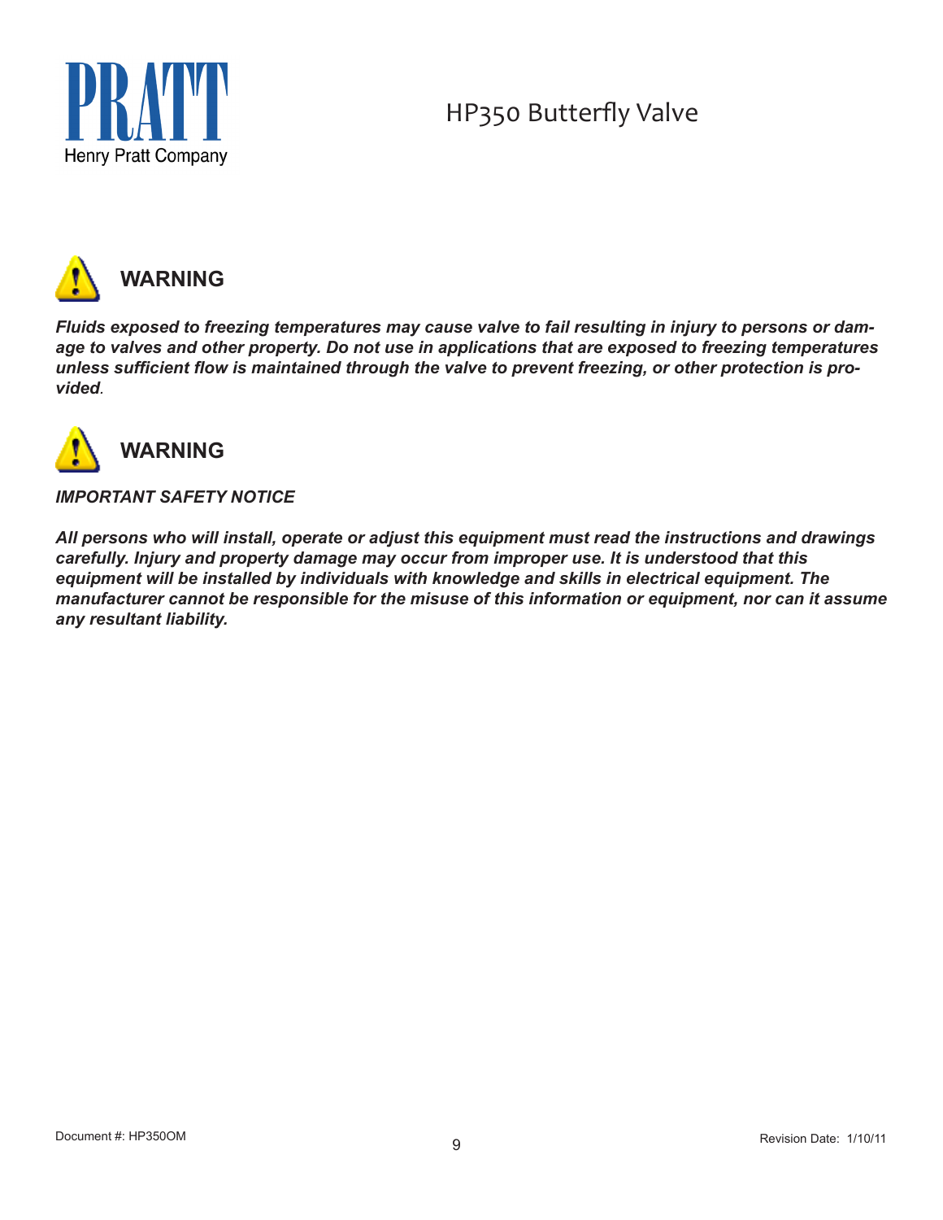## WARNING

***Fluids exposed to freezing temperatures may cause valve to fail resulting in injury to persons or damage to valves and other property. Do not use in applications that are exposed to freezing temperatures unless sufficient flow is maintained through the valve to prevent freezing, or other protection is provided.***

## WARNING

***IMPORTANT SAFETY NOTICE***

***All persons who will install, operate or adjust this equipment must read the instructions and drawings carefully. Injury and property damage may occur from improper use. It is understood that this equipment will be installed by individuals with knowledge and skills in electrical equipment. The manufacturer cannot be responsible for the misuse of this information or equipment, nor can it assume any resultant liability.***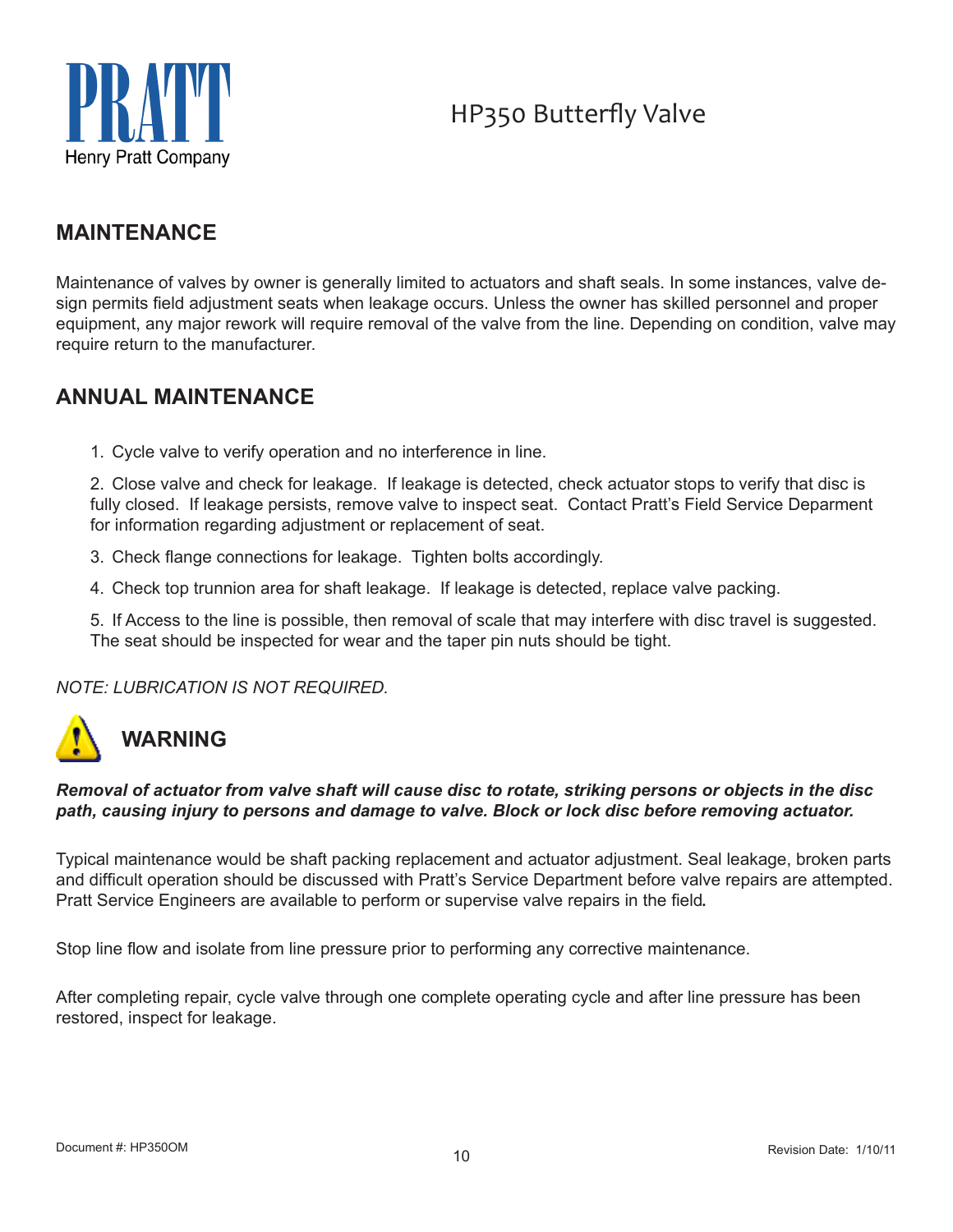## MAINTENANCE

Maintenance of valves by owner is generally limited to actuators and shaft seals. In some instances, valve design permits field adjustment seats when leakage occurs. Unless the owner has skilled personnel and proper equipment, any major rework will require removal of the valve from the line. Depending on condition, valve may require return to the manufacturer.

## ANNUAL MAINTENANCE

1. Cycle valve to verify operation and no interference in line.

2. Close valve and check for leakage. If leakage is detected, check actuator stops to verify that disc is fully closed. If leakage persists, remove valve to inspect seat. Contact Pratt's Field Service Deparment for information regarding adjustment or replacement of seat.

3. Check flange connections for leakage. Tighten bolts accordingly.

4. Check top trunnion area for shaft leakage. If leakage is detected, replace valve packing.

5. If Access to the line is possible, then removal of scale that may interfere with disc travel is suggested. The seat should be inspected for wear and the taper pin nuts should be tight.

*NOTE: LUBRICATION IS NOT REQUIRED.*

## WARNING

***Removal of actuator from valve shaft will cause disc to rotate, striking persons or objects in the disc path, causing injury to persons and damage to valve. Block or lock disc before removing actuator.***

Typical maintenance would be shaft packing replacement and actuator adjustment. Seal leakage, broken parts and difficult operation should be discussed with Pratt's Service Department before valve repairs are attempted. Pratt Service Engineers are available to perform or supervise valve repairs in the field.

Stop line flow and isolate from line pressure prior to performing any corrective maintenance.

After completing repair, cycle valve through one complete operating cycle and after line pressure has been restored, inspect for leakage.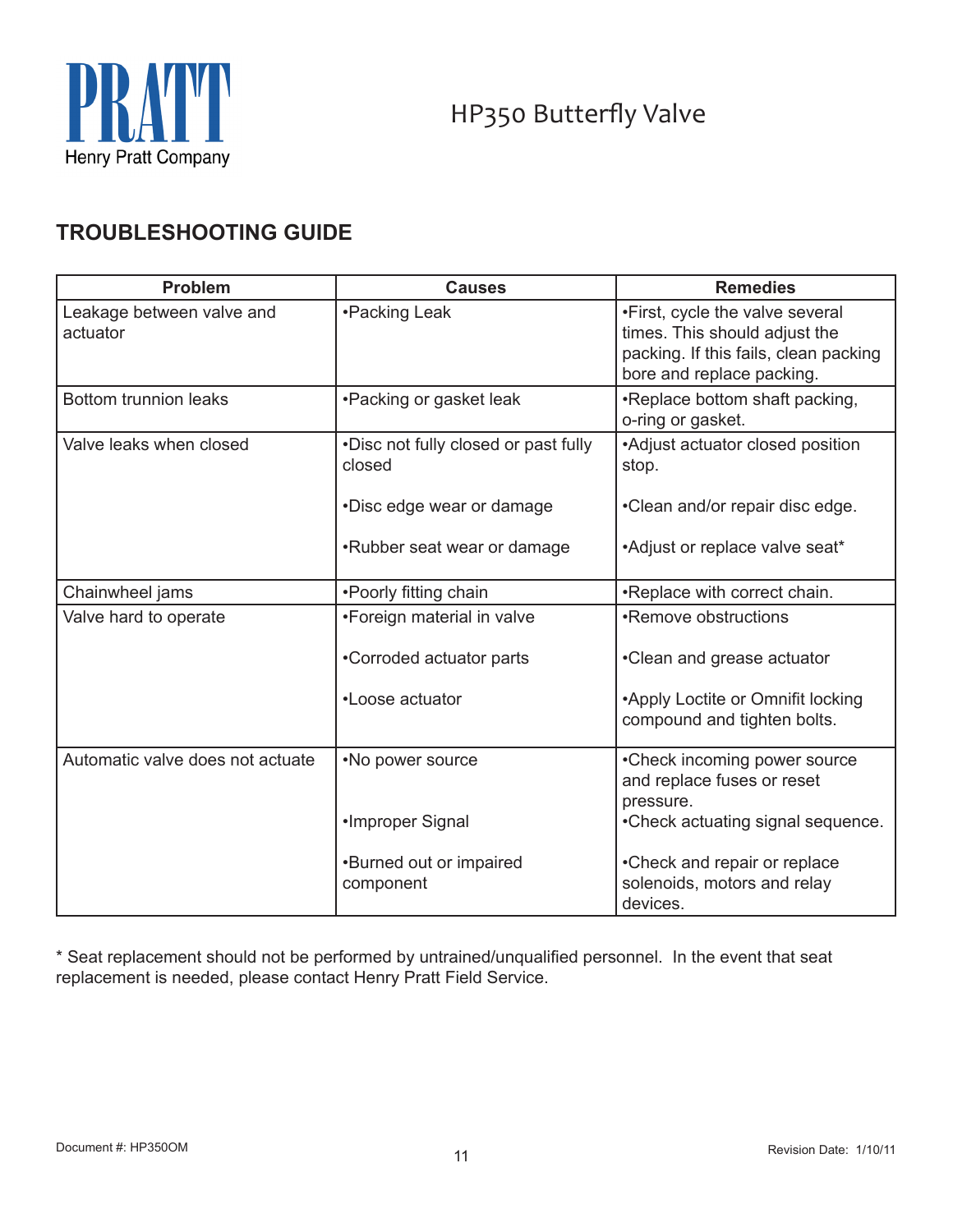## TROUBLESHOOTING GUIDE

| Problem | Causes | Remedies |
|---|---|---|
| Leakage between valve and actuator | •Packing Leak | •First, cycle the valve several times. This should adjust the packing. If this fails, clean packing bore and replace packing. |
| Bottom trunnion leaks | •Packing or gasket leak | •Replace bottom shaft packing, o-ring or gasket. |
| Valve leaks when closed | •Disc not fully closed or past fully closed<br><br>•Disc edge wear or damage<br><br>•Rubber seat wear or damage | •Adjust actuator closed position stop.<br><br>•Clean and/or repair disc edge.<br><br>•Adjust or replace valve seat* |
| Chainwheel jams | •Poorly fitting chain | •Replace with correct chain. |
| Valve hard to operate | •Foreign material in valve<br><br>•Corroded actuator parts<br><br>•Loose actuator | •Remove obstructions<br><br>•Clean and grease actuator<br><br>•Apply Loctite or Omnifit locking compound and tighten bolts. |
| Automatic valve does not actuate | •No power source<br><br>•Improper Signal<br><br>•Burned out or impaired component | •Check incoming power source and replace fuses or reset pressure.<br>•Check actuating signal sequence.<br><br>•Check and repair or replace solenoids, motors and relay devices. |

* Seat replacement should not be performed by untrained/unqualified personnel. In the event that seat replacement is needed, please contact Henry Pratt Field Service.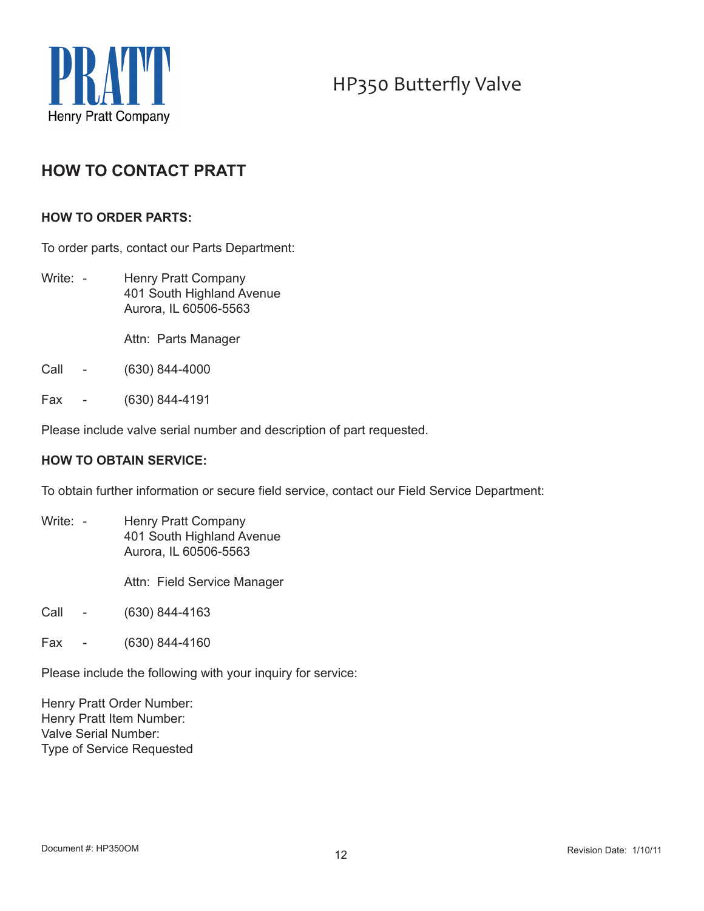PRATT

Henry Pratt Company

HP350 Butterfly Valve

## HOW TO CONTACT PRATT

### HOW TO ORDER PARTS:

To order parts, contact our Parts Department:

Write: - Henry Pratt Company
401 South Highland Avenue
Aurora, IL 60506-5563

Attn: Parts Manager

Call - (630) 844-4000

Fax - (630) 844-4191

Please include valve serial number and description of part requested.

### HOW TO OBTAIN SERVICE:

To obtain further information or secure field service, contact our Field Service Department:

Write: - Henry Pratt Company
401 South Highland Avenue
Aurora, IL 60506-5563

Attn: Field Service Manager

Call - (630) 844-4163

Fax - (630) 844-4160

Please include the following with your inquiry for service:

Henry Pratt Order Number:
Henry Pratt Item Number:
Valve Serial Number:
Type of Service Requested

Document #: HP350OM

Revision Date: 1/10/11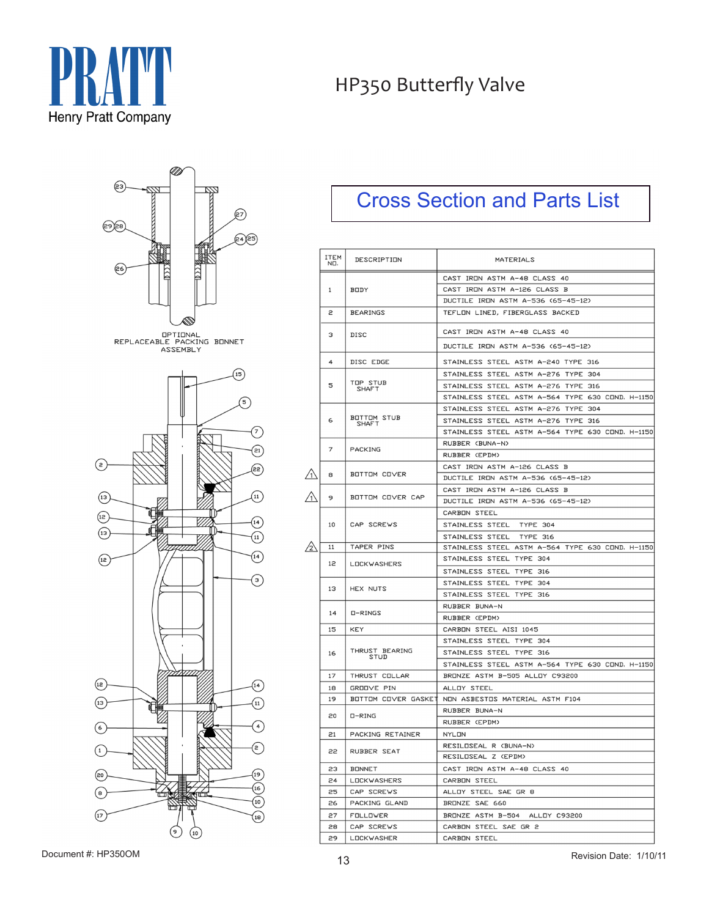# HP350 Butterfly Valve

## Cross Section and Parts List

OPTIONAL REPLACEABLE PACKING BONNET ASSEMBLY

| ITEM NO. | DESCRIPTION | MATERIALS |
|---|---|---|
| 1 | BODY | CAST IRON ASTM A-48 CLASS 40 |
| | | CAST IRON ASTM A-126 CLASS B |
| | | DUCTILE IRON ASTM A-536 (65-45-12) |
| 2 | BEARINGS | TEFLON LINED, FIBERGLASS BACKED |
| 3 | DISC | CAST IRON ASTM A-48 CLASS 40 |
| | | DUCTILE IRON ASTM A-536 (65-45-12) |
| 4 | DISC EDGE | STAINLESS STEEL ASTM A-240 TYPE 316 |
| 5 | TOP STUB SHAFT | STAINLESS STEEL ASTM A-276 TYPE 304 |
| | | STAINLESS STEEL ASTM A-276 TYPE 316 |
| | | STAINLESS STEEL ASTM A-564 TYPE 630 COND. H-1150 |
| 6 | BOTTOM STUB SHAFT | STAINLESS STEEL ASTM A-276 TYPE 304 |
| | | STAINLESS STEEL ASTM A-276 TYPE 316 |
| | | STAINLESS STEEL ASTM A-564 TYPE 630 COND. H-1150 |
| 7 | PACKING | RUBBER (BUNA-N) |
| | | RUBBER (EPDM) |
| 8 (Note 1) | BOTTOM COVER | CAST IRON ASTM A-126 CLASS B |
| | | DUCTILE IRON ASTM A-536 (65-45-12) |
| 9 (Note 1) | BOTTOM COVER CAP | CAST IRON ASTM A-126 CLASS B |
| | | DUCTILE IRON ASTM A-536 (65-45-12) |
| 10 | CAP SCREWS | CARBON STEEL |
| | | STAINLESS STEEL TYPE 304 |
| | | STAINLESS STEEL TYPE 316 |
| 11 (Note 2) | TAPER PINS | STAINLESS STEEL ASTM A-564 TYPE 630 COND. H-1150 |
| 12 | LOCKWASHERS | STAINLESS STEEL TYPE 304 |
| | | STAINLESS STEEL TYPE 316 |
| 13 | HEX NUTS | STAINLESS STEEL TYPE 304 |
| | | STAINLESS STEEL TYPE 316 |
| 14 | O-RINGS | RUBBER BUNA-N |
| | | RUBBER (EPDM) |
| 15 | KEY | CARBON STEEL AISI 1045 |
| 16 | THRUST BEARING STUD | STAINLESS STEEL TYPE 304 |
| | | STAINLESS STEEL TYPE 316 |
| | | STAINLESS STEEL ASTM A-564 TYPE 630 COND. H-1150 |
| 17 | THRUST COLLAR | BRONZE ASTM B-505 ALLOY C93200 |
| 18 | GROOVE PIN | ALLOY STEEL |
| 19 | BOTTOM COVER GASKET | NON ASBESTOS MATERIAL ASTM F104 |
| 20 | O-RING | RUBBER BUNA-N |
| | | RUBBER (EPDM) |
| 21 | PACKING RETAINER | NYLON |
| 22 | RUBBER SEAT | RESILOSEAL R (BUNA-N) |
| | | RESILOSEAL Z (EPDM) |
| 23 | BONNET | CAST IRON ASTM A-48 CLASS 40 |
| 24 | LOCKWASHERS | CARBON STEEL |
| 25 | CAP SCREWS | ALLOY STEEL SAE GR 8 |
| 26 | PACKING GLAND | BRONZE SAE 660 |
| 27 | FOLLOWER | BRONZE ASTM B-504 ALLOY C93200 |
| 28 | CAP SCREWS | CARBON STEEL SAE GR 2 |
| 29 | LOCKWASHER | CARBON STEEL |

Document #: HP350OM

Revision Date: 1/10/11